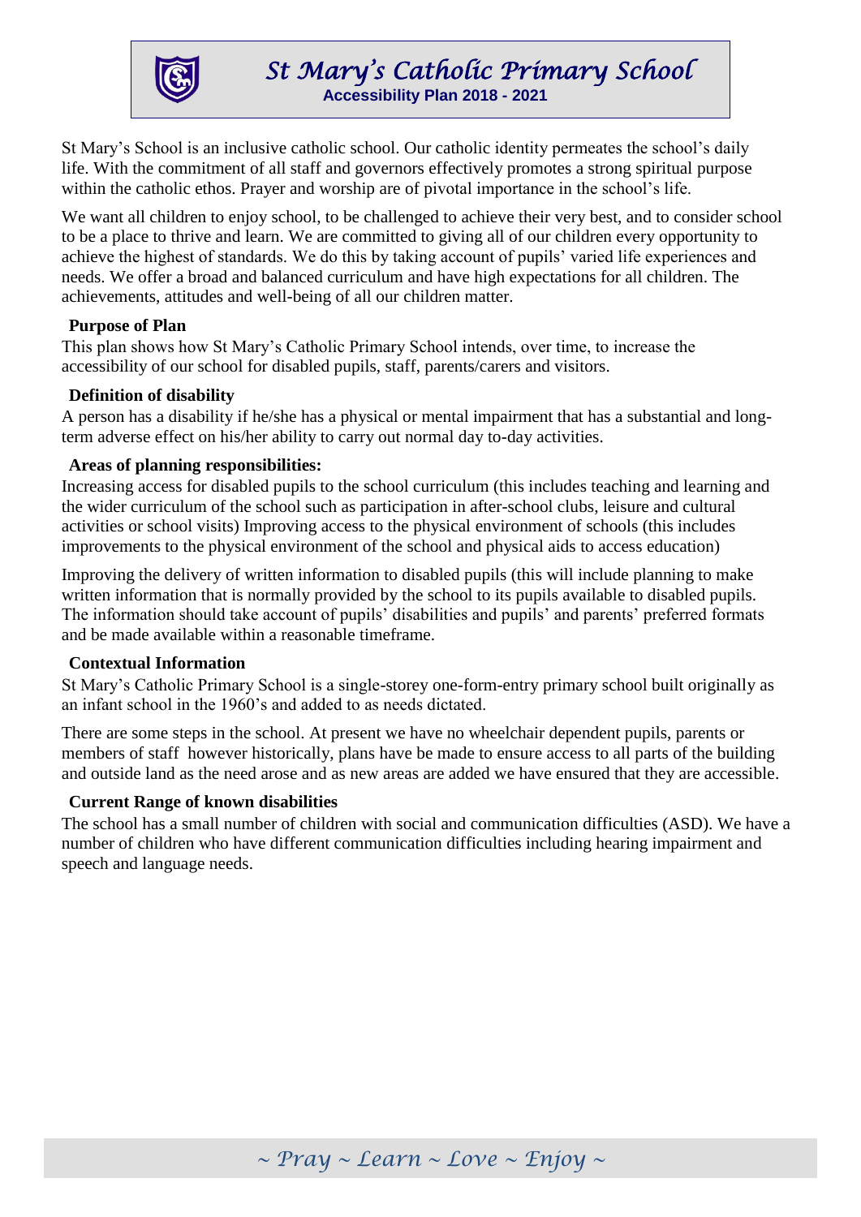# St Mary's Catholic Primary School

**Accessibility Plan 2018 - 2021**

St Mary's School is an inclusive catholic school. Our catholic identity permeates the school's daily life. With the commitment of all staff and governors effectively promotes a strong spiritual purpose within the catholic ethos. Prayer and worship are of pivotal importance in the school's life.

We want all children to enjoy school, to be challenged to achieve their very best, and to consider school to be a place to thrive and learn. We are committed to giving all of our children every opportunity to achieve the highest of standards. We do this by taking account of pupils' varied life experiences and needs. We offer a broad and balanced curriculum and have high expectations for all children. The achievements, attitudes and well-being of all our children matter.

**Purpose of Plan**

This plan shows how St Mary's Catholic Primary School intends, over time, to increase the accessibility of our school for disabled pupils, staff, parents/carers and visitors.

**Definition of disability**

A person has a disability if he/she has a physical or mental impairment that has a substantial and long-term adverse effect on his/her ability to carry out normal day to-day activities.

**Areas of planning responsibilities:**

Increasing access for disabled pupils to the school curriculum (this includes teaching and learning and the wider curriculum of the school such as participation in after-school clubs, leisure and cultural activities or school visits) Improving access to the physical environment of schools (this includes improvements to the physical environment of the school and physical aids to access education)

Improving the delivery of written information to disabled pupils (this will include planning to make written information that is normally provided by the school to its pupils available to disabled pupils. The information should take account of pupils' disabilities and pupils' and parents' preferred formats and be made available within a reasonable timeframe.

**Contextual Information**

St Mary's Catholic Primary School is a single-storey one-form-entry primary school built originally as an infant school in the 1960's and added to as needs dictated.

There are some steps in the school. At present we have no wheelchair dependent pupils, parents or members of staff however historically, plans have be made to ensure access to all parts of the building and outside land as the need arose and as new areas are added we have ensured that they are accessible.

**Current Range of known disabilities**

The school has a small number of children with social and communication difficulties (ASD). We have a number of children who have different communication difficulties including hearing impairment and speech and language needs.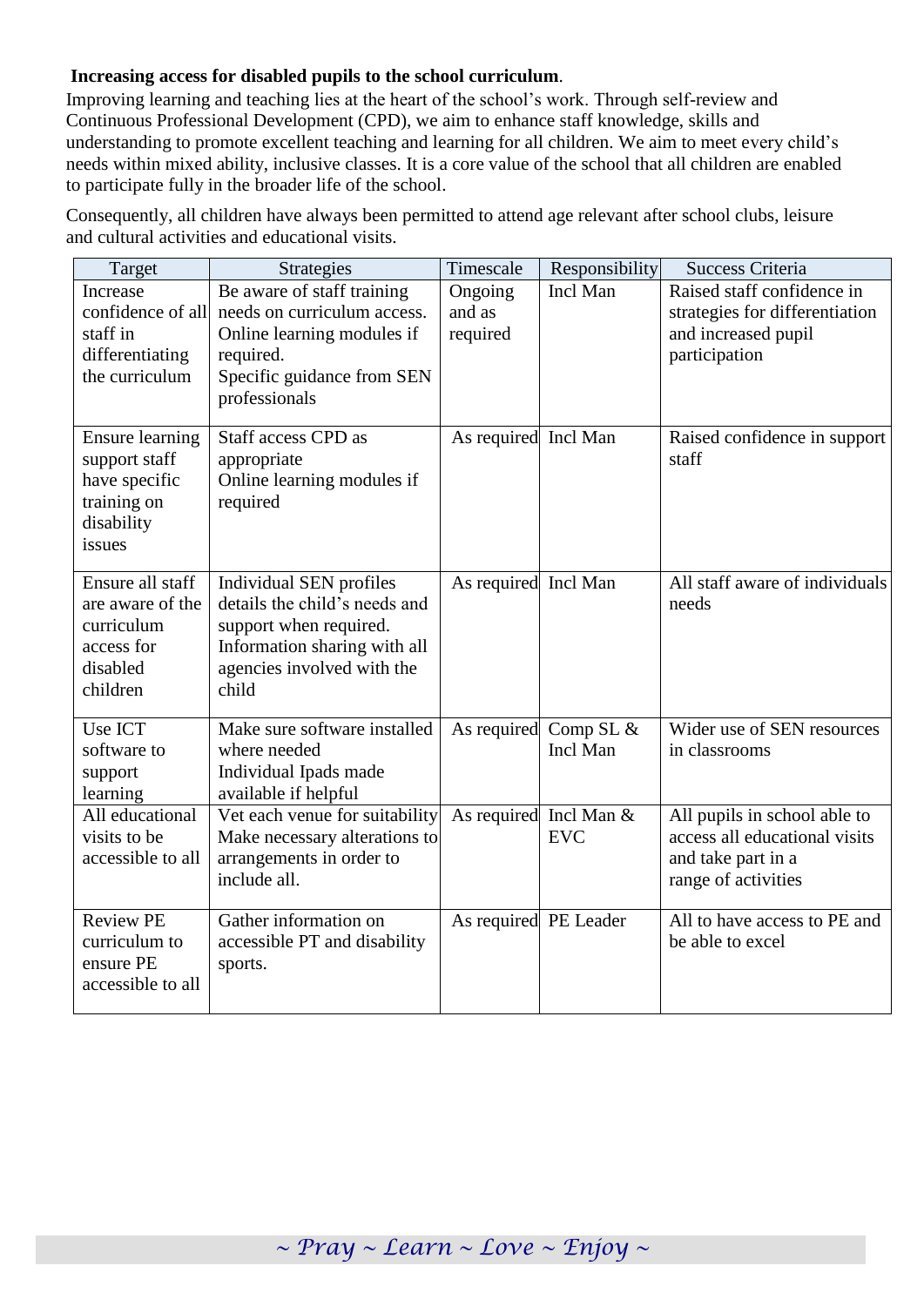**Increasing access for disabled pupils to the school curriculum**.

Improving learning and teaching lies at the heart of the school's work. Through self-review and Continuous Professional Development (CPD), we aim to enhance staff knowledge, skills and understanding to promote excellent teaching and learning for all children. We aim to meet every child's needs within mixed ability, inclusive classes. It is a core value of the school that all children are enabled to participate fully in the broader life of the school.

Consequently, all children have always been permitted to attend age relevant after school clubs, leisure and cultural activities and educational visits.

| Target | Strategies | Timescale | Responsibility | Success Criteria |
|---|---|---|---|---|
| Increase confidence of all staff in differentiating the curriculum | Be aware of staff training needs on curriculum access. Online learning modules if required. Specific guidance from SEN professionals | Ongoing and as required | Incl Man | Raised staff confidence in strategies for differentiation and increased pupil participation |
| Ensure learning support staff have specific training on disability issues | Staff access CPD as appropriate Online learning modules if required | As required | Incl Man | Raised confidence in support staff |
| Ensure all staff are aware of the curriculum access for disabled children | Individual SEN profiles details the child's needs and support when required. Information sharing with all agencies involved with the child | As required | Incl Man | All staff aware of individuals needs |
| Use ICT software to support learning | Make sure software installed where needed Individual Ipads made available if helpful | As required | Comp SL & Incl Man | Wider use of SEN resources in classrooms |
| All educational visits to be accessible to all | Vet each venue for suitability Make necessary alterations to arrangements in order to include all. | As required | Incl Man & EVC | All pupils in school able to access all educational visits and take part in a range of activities |
| Review PE curriculum to ensure PE accessible to all | Gather information on accessible PT and disability sports. | As required | PE Leader | All to have access to PE and be able to excel |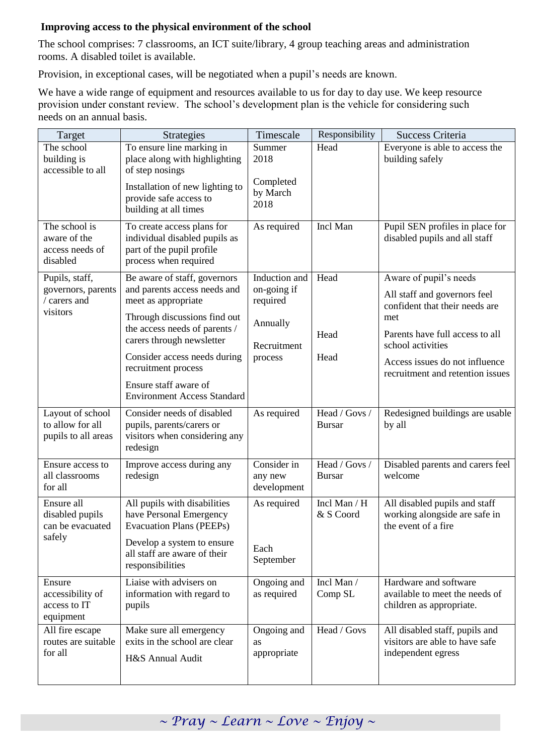**Improving access to the physical environment of the school**

The school comprises: 7 classrooms, an ICT suite/library, 4 group teaching areas and administration rooms. A disabled toilet is available.

Provision, in exceptional cases, will be negotiated when a pupil's needs are known.

We have a wide range of equipment and resources available to us for day to day use. We keep resource provision under constant review. The school's development plan is the vehicle for considering such needs on an annual basis.

| Target | Strategies | Timescale | Responsibility | Success Criteria |
|---|---|---|---|---|
| The school building is accessible to all | To ensure line marking in place along with highlighting of step nosings<br><br>Installation of new lighting to provide safe access to building at all times | Summer 2018<br><br>Completed by March 2018 | Head | Everyone is able to access the building safely |
| The school is aware of the access needs of disabled | To create access plans for individual disabled pupils as part of the pupil profile process when required | As required | Incl Man | Pupil SEN profiles in place for disabled pupils and all staff |
| Pupils, staff, governors, parents / carers and visitors | Be aware of staff, governors and parents access needs and meet as appropriate<br><br>Through discussions find out the access needs of parents / carers through newsletter<br><br>Consider access needs during recruitment process<br><br>Ensure staff aware of Environment Access Standard | Induction and on-going if required<br><br>Annually<br><br>Recruitment process | Head<br><br>Head<br><br>Head | Aware of pupil's needs<br><br>All staff and governors feel confident that their needs are met<br><br>Parents have full access to all school activities<br><br>Access issues do not influence recruitment and retention issues |
| Layout of school to allow for all pupils to all areas | Consider needs of disabled pupils, parents/carers or visitors when considering any redesign | As required | Head / Govs / Bursar | Redesigned buildings are usable by all |
| Ensure access to all classrooms for all | Improve access during any redesign | Consider in any new development | Head / Govs / Bursar | Disabled parents and carers feel welcome |
| Ensure all disabled pupils can be evacuated safely | All pupils with disabilities have Personal Emergency Evacuation Plans (PEEPs)<br><br>Develop a system to ensure all staff are aware of their responsibilities | As required<br><br>Each September | Incl Man / H & S Coord | All disabled pupils and staff working alongside are safe in the event of a fire |
| Ensure accessibility of access to IT equipment | Liaise with advisers on information with regard to pupils | Ongoing and as required | Incl Man / Comp SL | Hardware and software available to meet the needs of children as appropriate. |
| All fire escape routes are suitable for all | Make sure all emergency exits in the school are clear<br><br>H&S Annual Audit | Ongoing and as appropriate | Head / Govs | All disabled staff, pupils and visitors are able to have safe independent egress |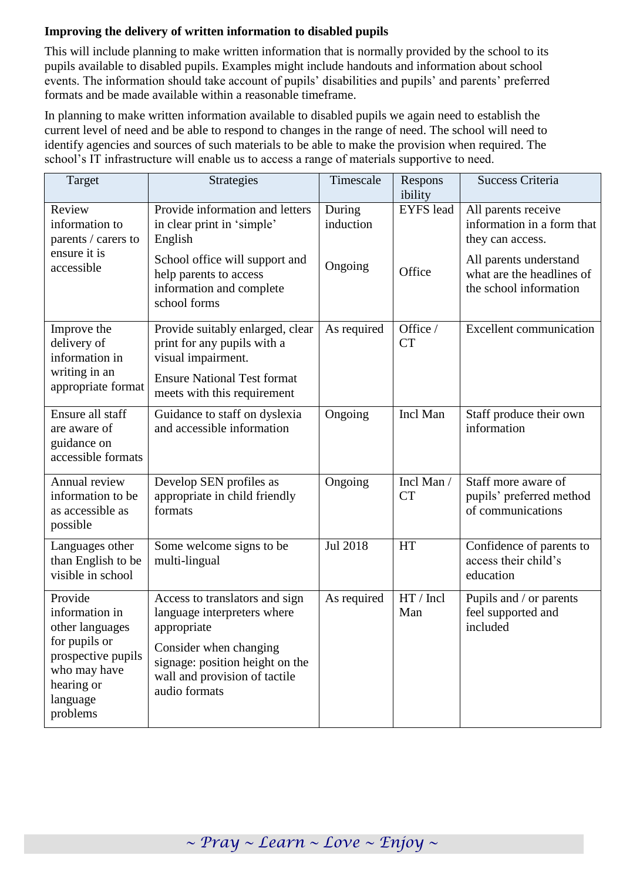**Improving the delivery of written information to disabled pupils**

This will include planning to make written information that is normally provided by the school to its pupils available to disabled pupils. Examples might include handouts and information about school events. The information should take account of pupils' disabilities and pupils' and parents' preferred formats and be made available within a reasonable timeframe.

In planning to make written information available to disabled pupils we again need to establish the current level of need and be able to respond to changes in the range of need. The school will need to identify agencies and sources of such materials to be able to make the provision when required. The school's IT infrastructure will enable us to access a range of materials supportive to need.

| Target | Strategies | Timescale | Responsibility | Success Criteria |
|---|---|---|---|---|
| Review information to parents / carers to ensure it is accessible | Provide information and letters in clear print in 'simple' English<br><br>School office will support and help parents to access information and complete school forms | During induction<br><br>Ongoing | EYFS lead<br><br>Office | All parents receive information in a form that they can access.<br><br>All parents understand what are the headlines of the school information |
| Improve the delivery of information in writing in an appropriate format | Provide suitably enlarged, clear print for any pupils with a visual impairment.<br><br>Ensure National Test format meets with this requirement | As required | Office / CT | Excellent communication |
| Ensure all staff are aware of guidance on accessible formats | Guidance to staff on dyslexia and accessible information | Ongoing | Incl Man | Staff produce their own information |
| Annual review information to be as accessible as possible | Develop SEN profiles as appropriate in child friendly formats | Ongoing | Incl Man / CT | Staff more aware of pupils' preferred method of communications |
| Languages other than English to be visible in school | Some welcome signs to be multi-lingual | Jul 2018 | HT | Confidence of parents to access their child's education |
| Provide information in other languages for pupils or prospective pupils who may have hearing or language problems | Access to translators and sign language interpreters where appropriate<br><br>Consider when changing signage: position height on the wall and provision of tactile audio formats | As required | HT / Incl Man | Pupils and / or parents feel supported and included |